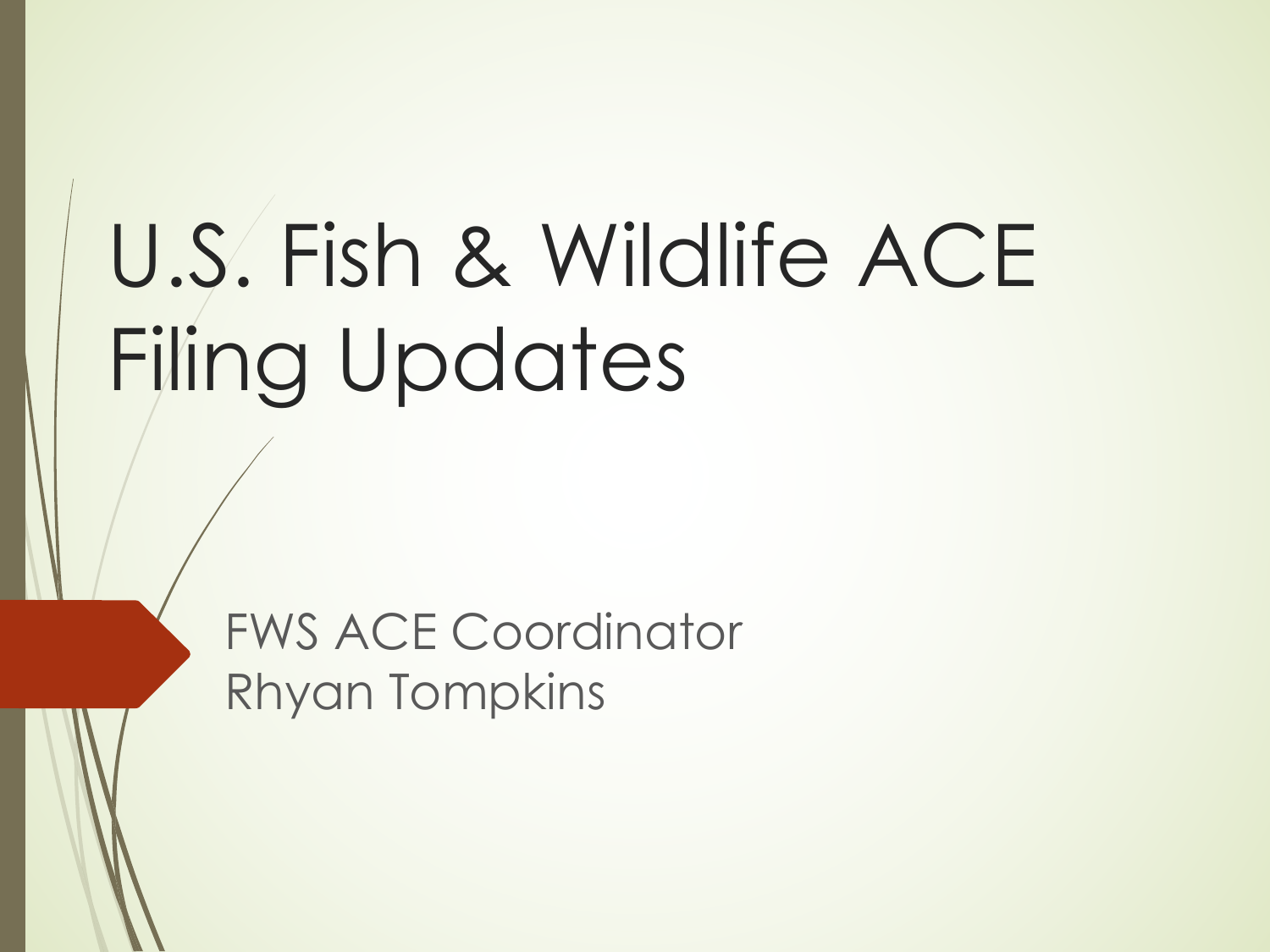# U.S. Fish & Wildlife ACE Filing Updates

FWS ACE Coordinator
Rhyan Tompkins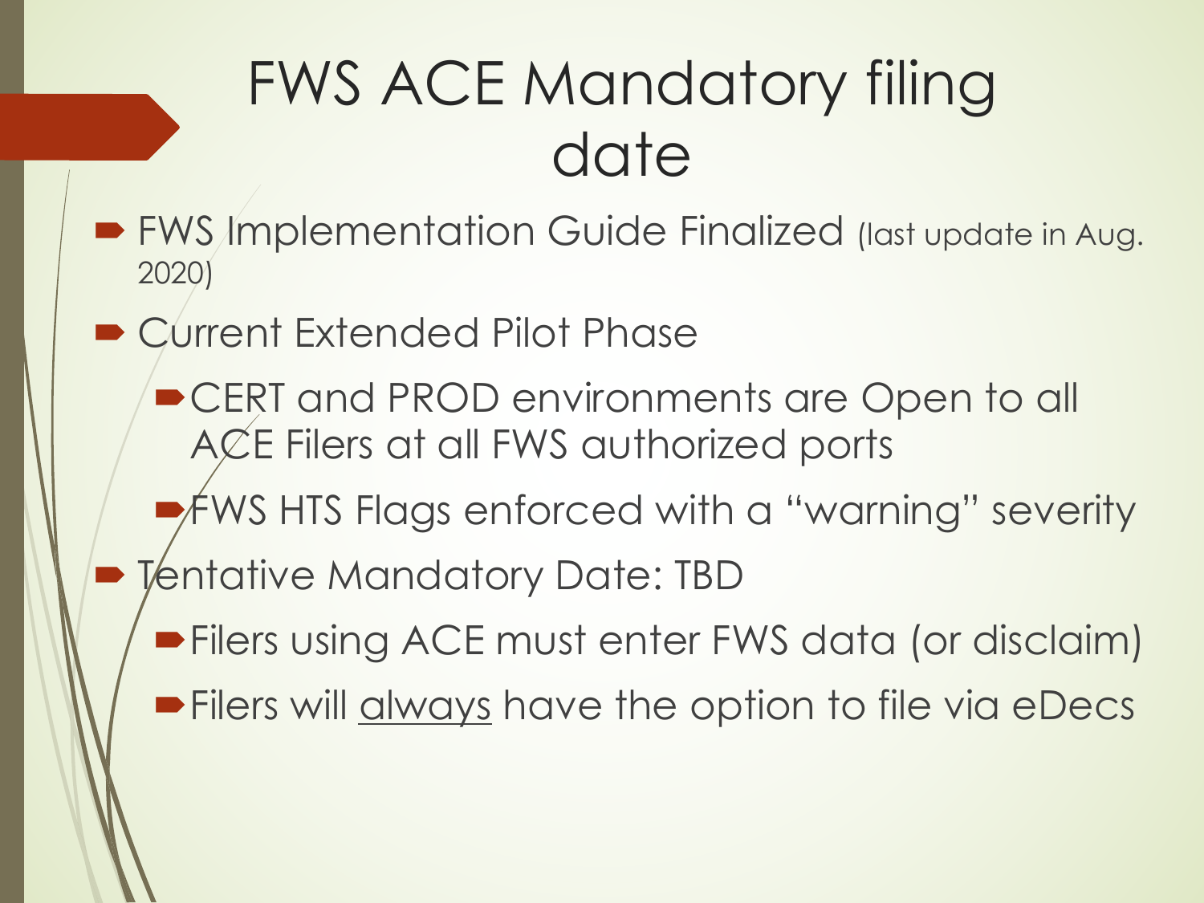# FWS ACE Mandatory filing date

- FWS Implementation Guide Finalized (last update in Aug. 2020)
- Current Extended Pilot Phase
  - CERT and PROD environments are Open to all ACE Filers at all FWS authorized ports
  - FWS HTS Flags enforced with a "warning" severity
- Tentative Mandatory Date: TBD
  - Filers using ACE must enter FWS data (or disclaim)
  - Filers will <u>always</u> have the option to file via eDecs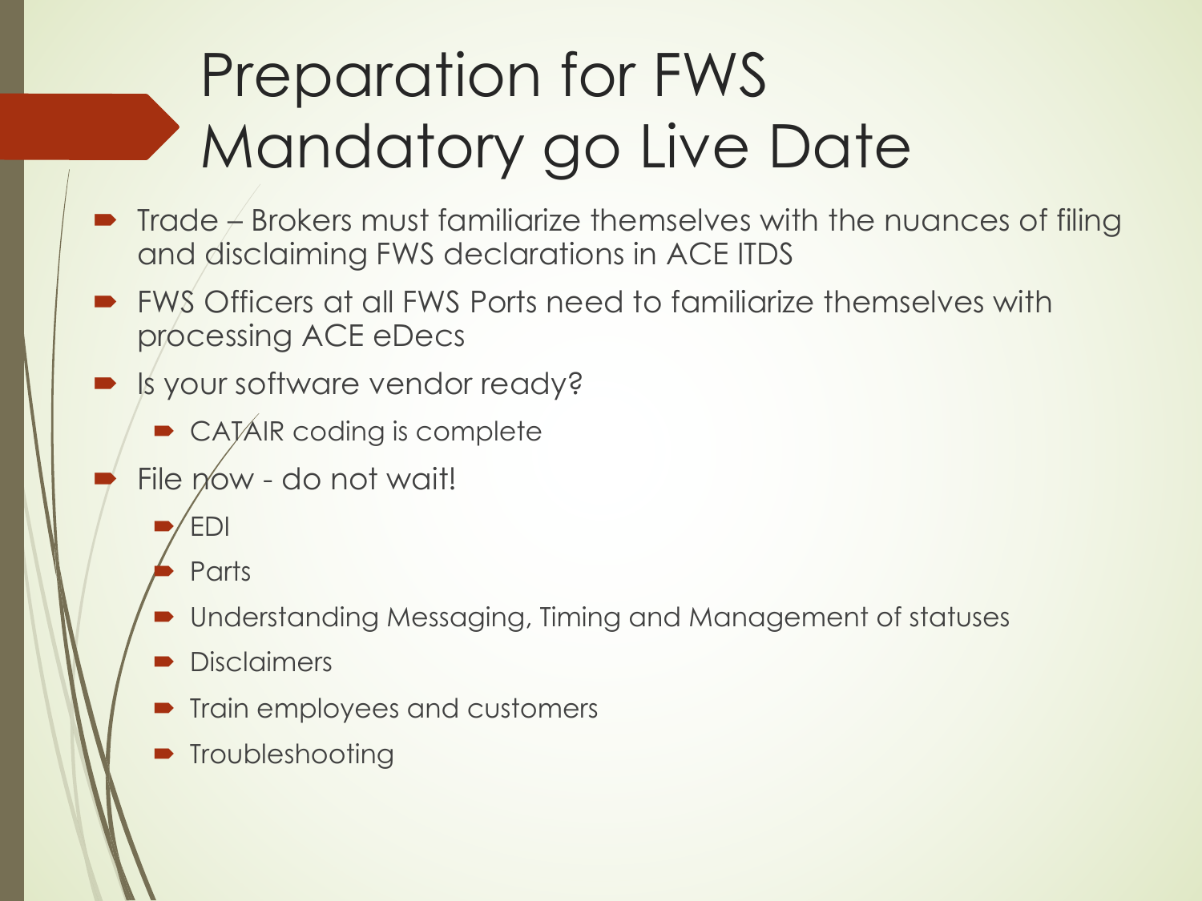# Preparation for FWS Mandatory go Live Date

- Trade – Brokers must familiarize themselves with the nuances of filing and disclaiming FWS declarations in ACE ITDS
- FWS Officers at all FWS Ports need to familiarize themselves with processing ACE eDecs
- Is your software vendor ready?
  - CATAIR coding is complete
- File now - do not wait!
  - EDI
  - Parts
  - Understanding Messaging, Timing and Management of statuses
  - Disclaimers
  - Train employees and customers
  - Troubleshooting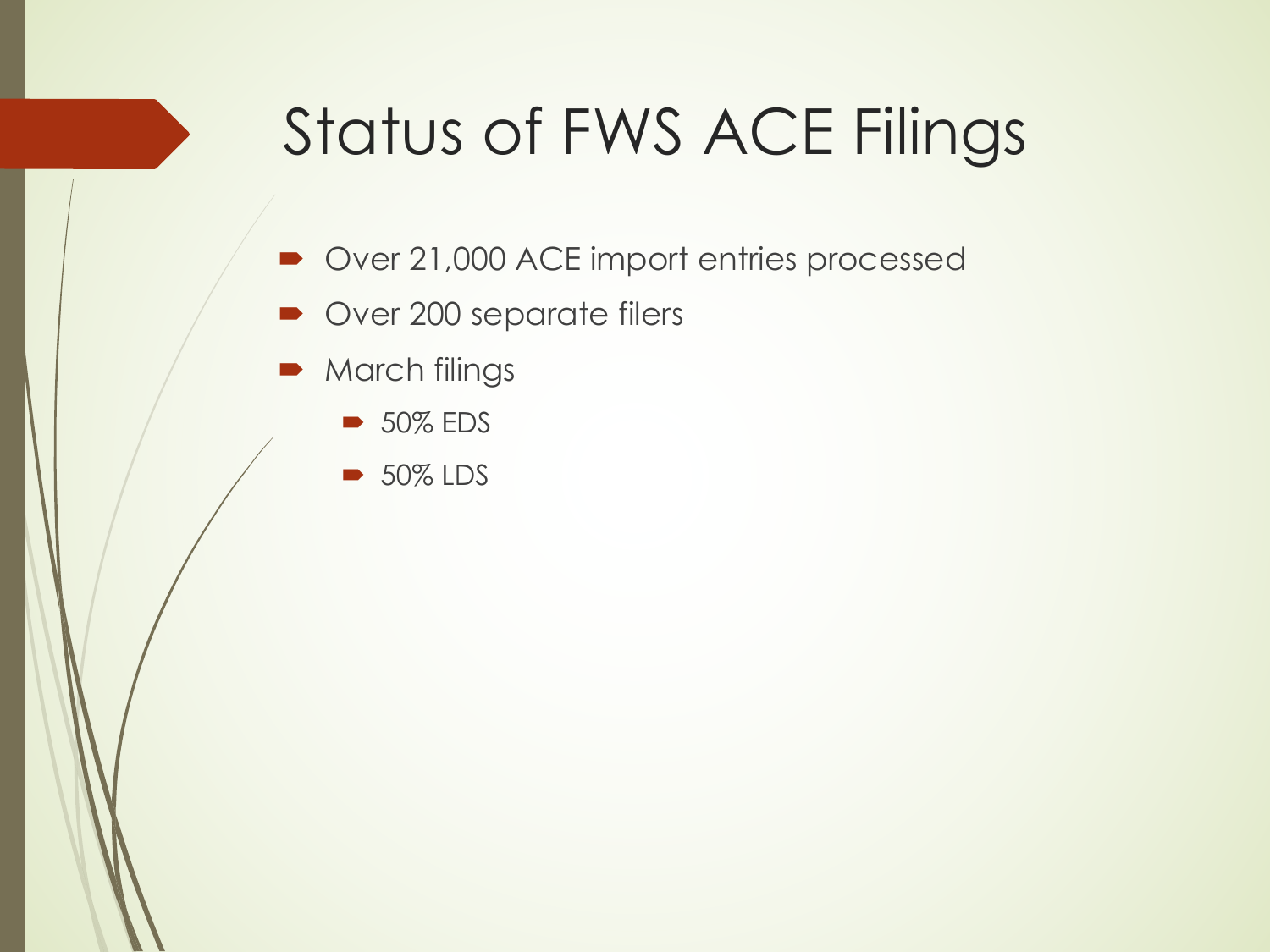# Status of FWS ACE Filings

- Over 21,000 ACE import entries processed
- Over 200 separate filers
- March filings
  - 50% EDS
  - 50% LDS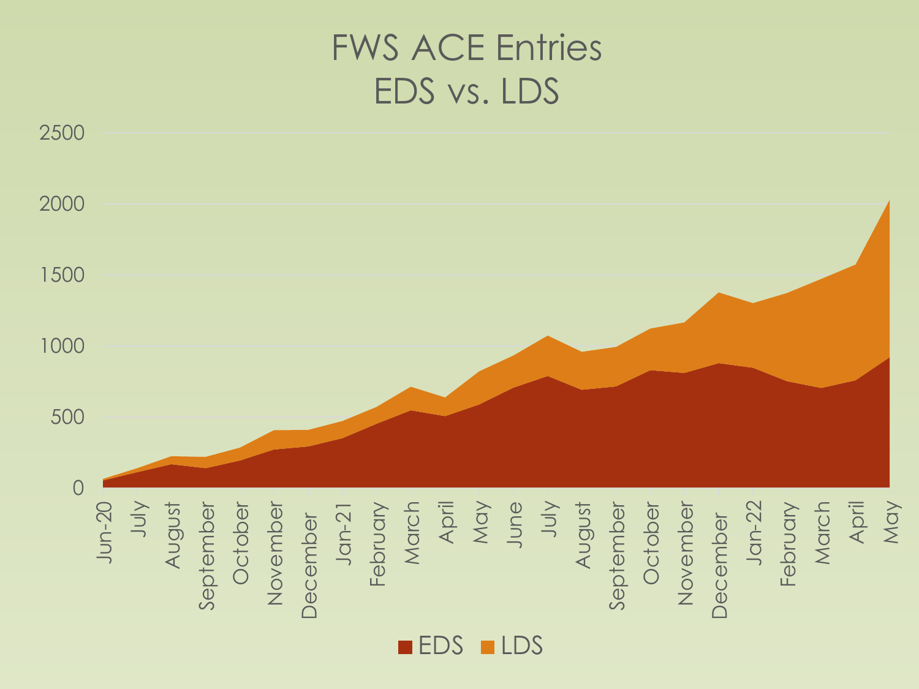# FWS ACE Entries
## EDS vs. LDS

2500

2000

1500

1000

500

0

Jun-20, July, August, September, October, November, December, Jan-21, February, March, April, May, June, July, August, September, October, November, December, Jan-22, February, March, April, May

EDS LDS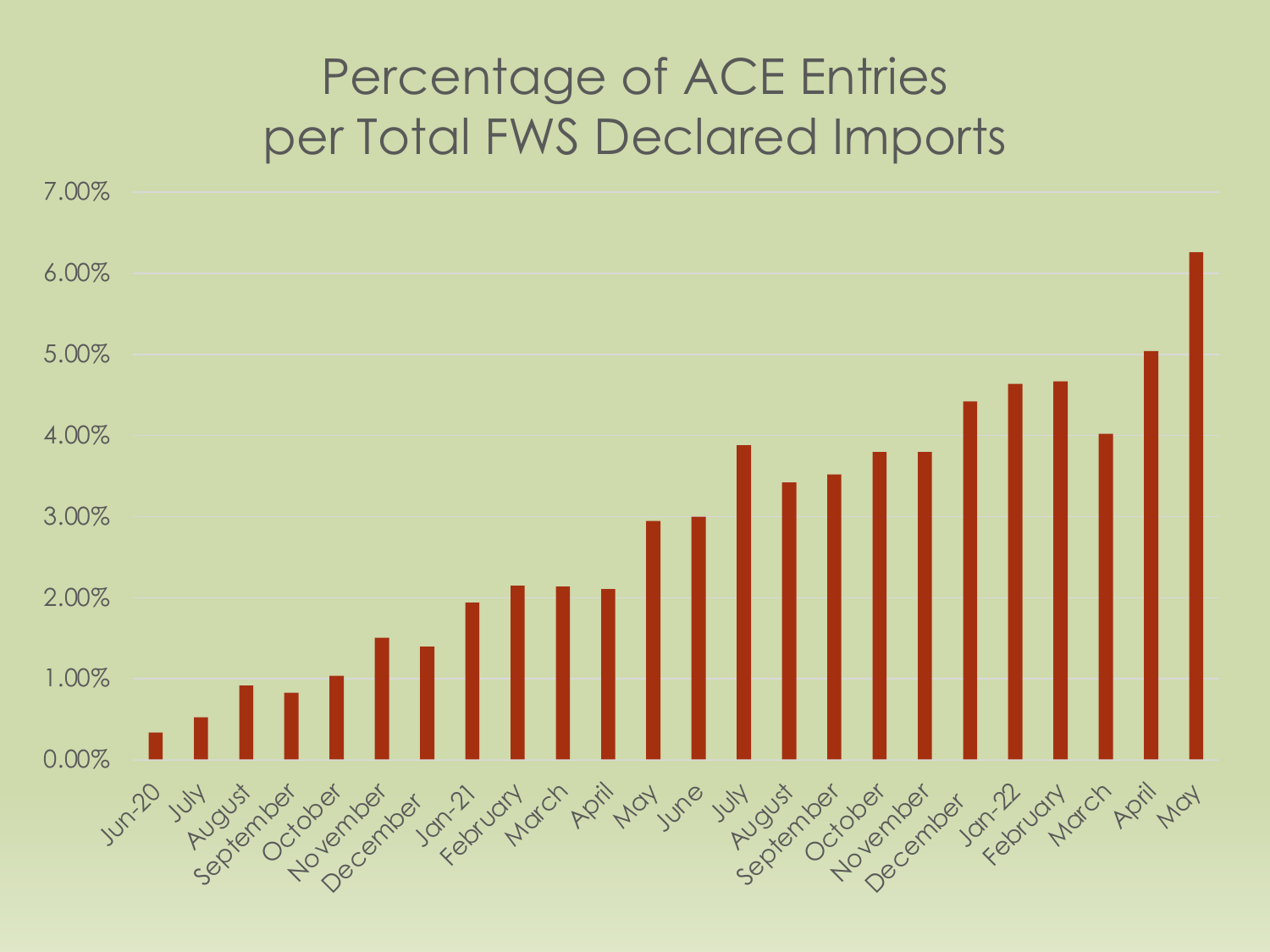# Percentage of ACE Entries per Total FWS Declared Imports

| Month | Percentage |
| --- | --- |
| Jun-20 | 0.33% |
| July | 0.52% |
| August | 0.92% |
| September | 0.82% |
| October | 1.04% |
| November | 1.51% |
| December | 1.40% |
| Jan-21 | 1.94% |
| February | 2.15% |
| March | 2.14% |
| April | 2.11% |
| May | 2.95% |
| June | 3.00% |
| July | 3.88% |
| August | 3.42% |
| September | 3.52% |
| October | 3.80% |
| November | 3.80% |
| December | 4.42% |
| Jan-22 | 4.63% |
| February | 4.67% |
| March | 4.02% |
| April | 5.04% |
| May | 6.26% |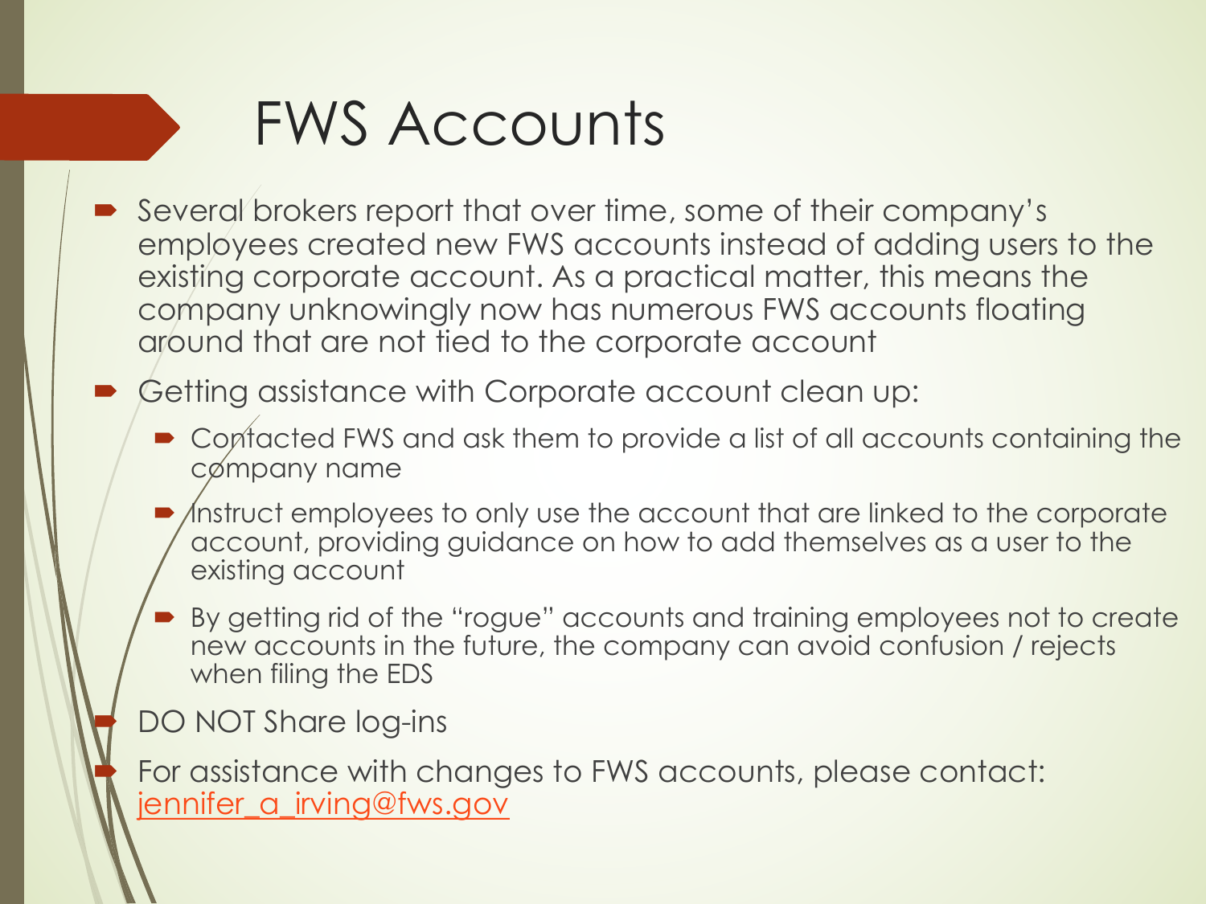# FWS Accounts

- Several brokers report that over time, some of their company's employees created new FWS accounts instead of adding users to the existing corporate account. As a practical matter, this means the company unknowingly now has numerous FWS accounts floating around that are not tied to the corporate account
- Getting assistance with Corporate account clean up:
  - Contacted FWS and ask them to provide a list of all accounts containing the company name
  - Instruct employees to only use the account that are linked to the corporate account, providing guidance on how to add themselves as a user to the existing account
  - By getting rid of the "rogue" accounts and training employees not to create new accounts in the future, the company can avoid confusion / rejects when filing the EDS
- DO NOT Share log-ins
- For assistance with changes to FWS accounts, please contact: jennifer_a_irving@fws.gov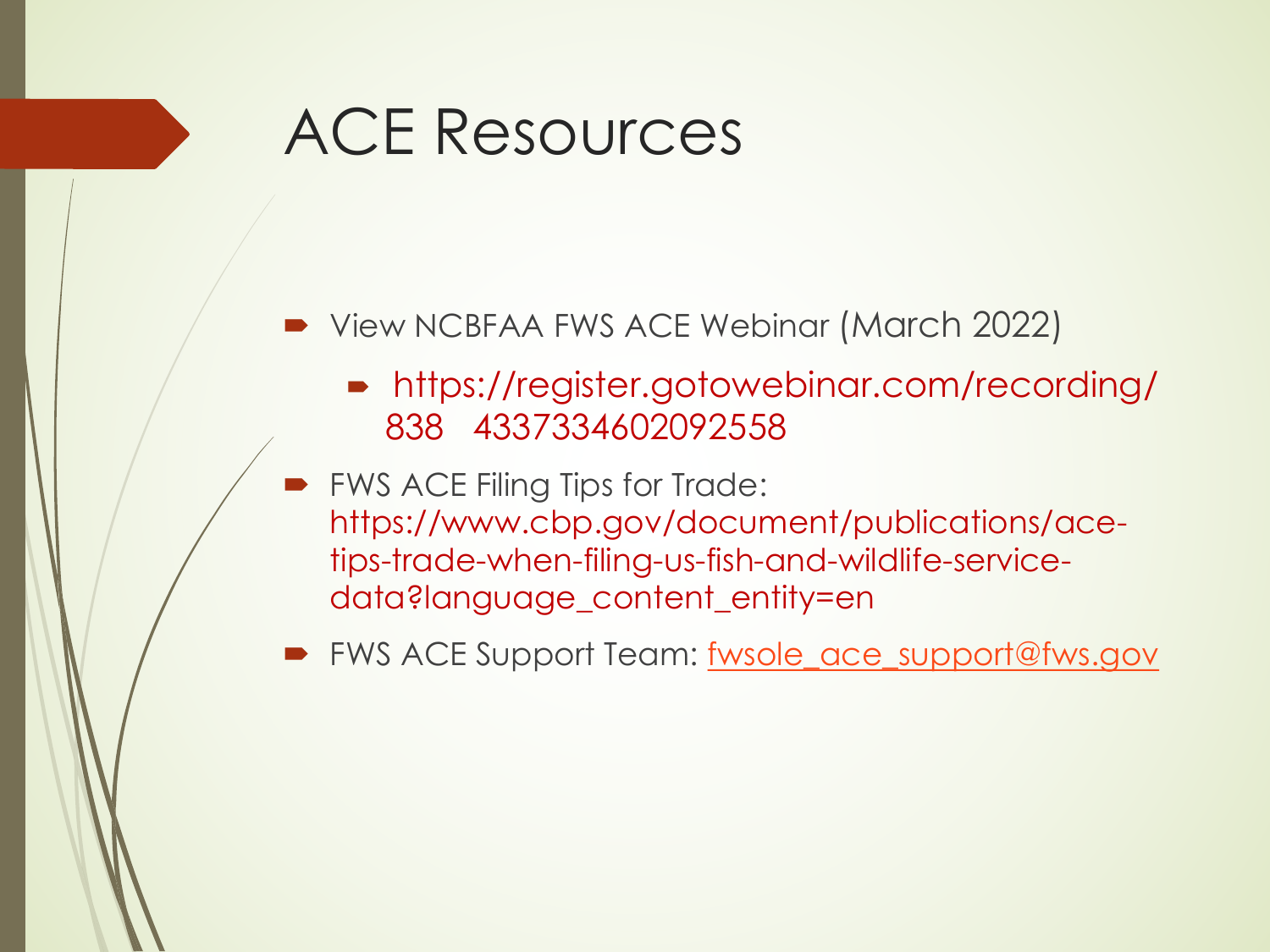# ACE Resources

- View NCBFAA FWS ACE Webinar (March 2022)
  - https://register.gotowebinar.com/recording/838 4337334602092558
- FWS ACE Filing Tips for Trade: https://www.cbp.gov/document/publications/ace-tips-trade-when-filing-us-fish-and-wildlife-service-data?language_content_entity=en
- FWS ACE Support Team: fwsole_ace_support@fws.gov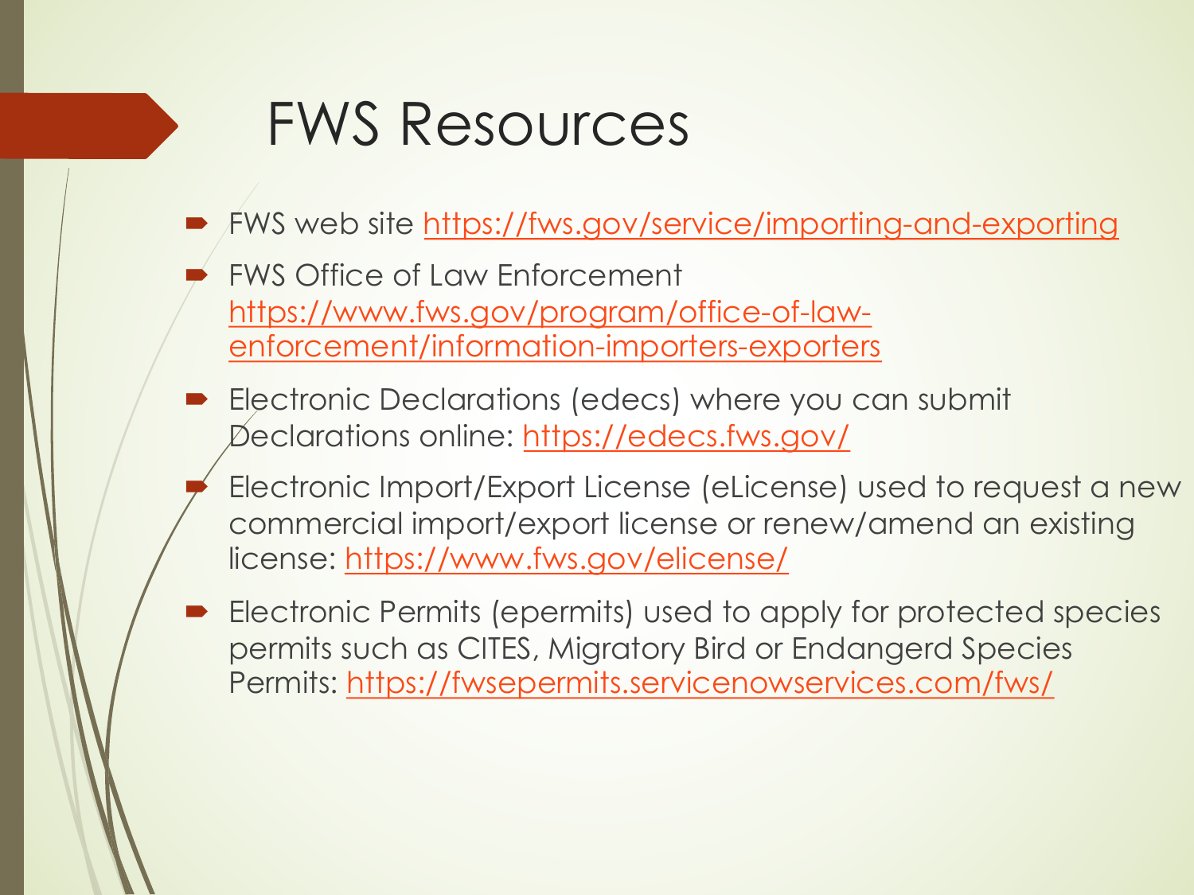# FWS Resources

- FWS web site https://fws.gov/service/importing-and-exporting
- FWS Office of Law Enforcement https://www.fws.gov/program/office-of-law-enforcement/information-importers-exporters
- Electronic Declarations (edecs) where you can submit Declarations online: https://edecs.fws.gov/
- Electronic Import/Export License (eLicense) used to request a new commercial import/export license or renew/amend an existing license: https://www.fws.gov/elicense/
- Electronic Permits (epermits) used to apply for protected species permits such as CITES, Migratory Bird or Endangerd Species Permits: https://fwsepermits.servicenowservices.com/fws/